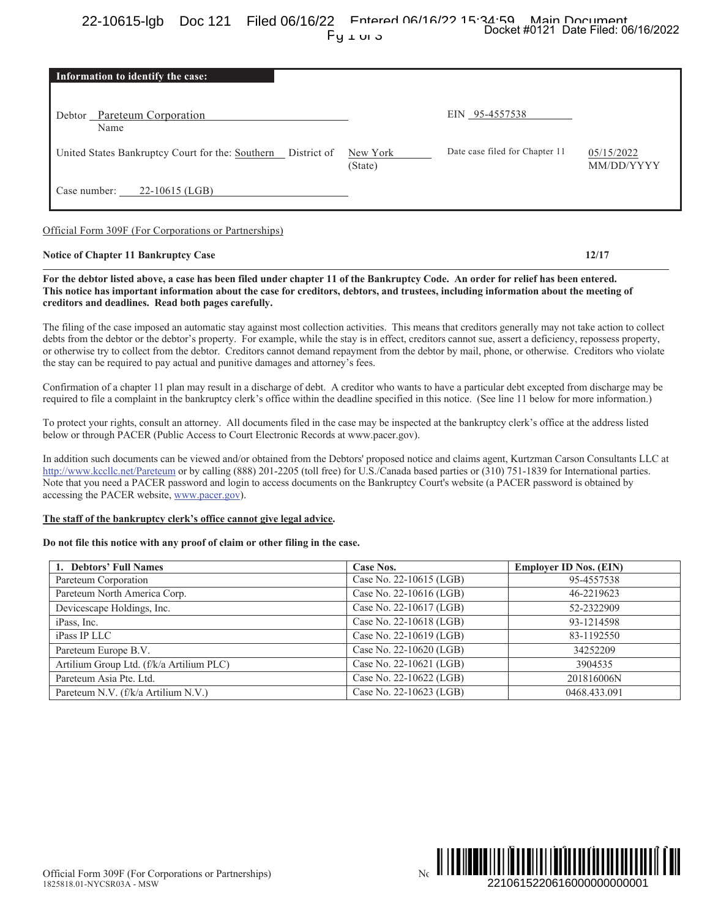**Information to identify the case:**

| | | | |
|---|---|---|---|
| Debtor: Pareteum Corporation (Name) | | EIN 95-4557538 | |
| United States Bankruptcy Court for the: Southern District of | New York (State) | Date case filed for Chapter 11 | 05/15/2022 MM/DD/YYYY |
| Case number: 22-10615 (LGB) | | | |

Official Form 309F (For Corporations or Partnerships)

**Notice of Chapter 11 Bankruptcy Case** **12/17**

**For the debtor listed above, a case has been filed under chapter 11 of the Bankruptcy Code. An order for relief has been entered. This notice has important information about the case for creditors, debtors, and trustees, including information about the meeting of creditors and deadlines. Read both pages carefully.**

The filing of the case imposed an automatic stay against most collection activities. This means that creditors generally may not take action to collect debts from the debtor or the debtor's property. For example, while the stay is in effect, creditors cannot sue, assert a deficiency, repossess property, or otherwise try to collect from the debtor. Creditors cannot demand repayment from the debtor by mail, phone, or otherwise. Creditors who violate the stay can be required to pay actual and punitive damages and attorney's fees.

Confirmation of a chapter 11 plan may result in a discharge of debt. A creditor who wants to have a particular debt excepted from discharge may be required to file a complaint in the bankruptcy clerk's office within the deadline specified in this notice. (See line 11 below for more information.)

To protect your rights, consult an attorney. All documents filed in the case may be inspected at the bankruptcy clerk's office at the address listed below or through PACER (Public Access to Court Electronic Records at www.pacer.gov).

In addition such documents can be viewed and/or obtained from the Debtors' proposed notice and claims agent, Kurtzman Carson Consultants LLC at http://www.kccllc.net/Pareteum or by calling (888) 201-2205 (toll free) for U.S./Canada based parties or (310) 751-1839 for International parties. Note that you need a PACER password and login to access documents on the Bankruptcy Court's website (a PACER password is obtained by accessing the PACER website, www.pacer.gov).

**The staff of the bankruptcy clerk's office cannot give legal advice.**

**Do not file this notice with any proof of claim or other filing in the case.**

| 1. Debtors' Full Names | Case Nos. | Employer ID Nos. (EIN) |
|---|---|---|
| Pareteum Corporation | Case No. 22-10615 (LGB) | 95-4557538 |
| Pareteum North America Corp. | Case No. 22-10616 (LGB) | 46-2219623 |
| Devicescape Holdings, Inc. | Case No. 22-10617 (LGB) | 52-2322909 |
| iPass, Inc. | Case No. 22-10618 (LGB) | 93-1214598 |
| iPass IP LLC | Case No. 22-10619 (LGB) | 83-1192550 |
| Pareteum Europe B.V. | Case No. 22-10620 (LGB) | 34252209 |
| Artilium Group Ltd. (f/k/a Artilium PLC) | Case No. 22-10621 (LGB) | 3904535 |
| Pareteum Asia Pte. Ltd. | Case No. 22-10622 (LGB) | 201816006N |
| Pareteum N.V. (f/k/a Artilium N.V.) | Case No. 22-10623 (LGB) | 0468.433.091 |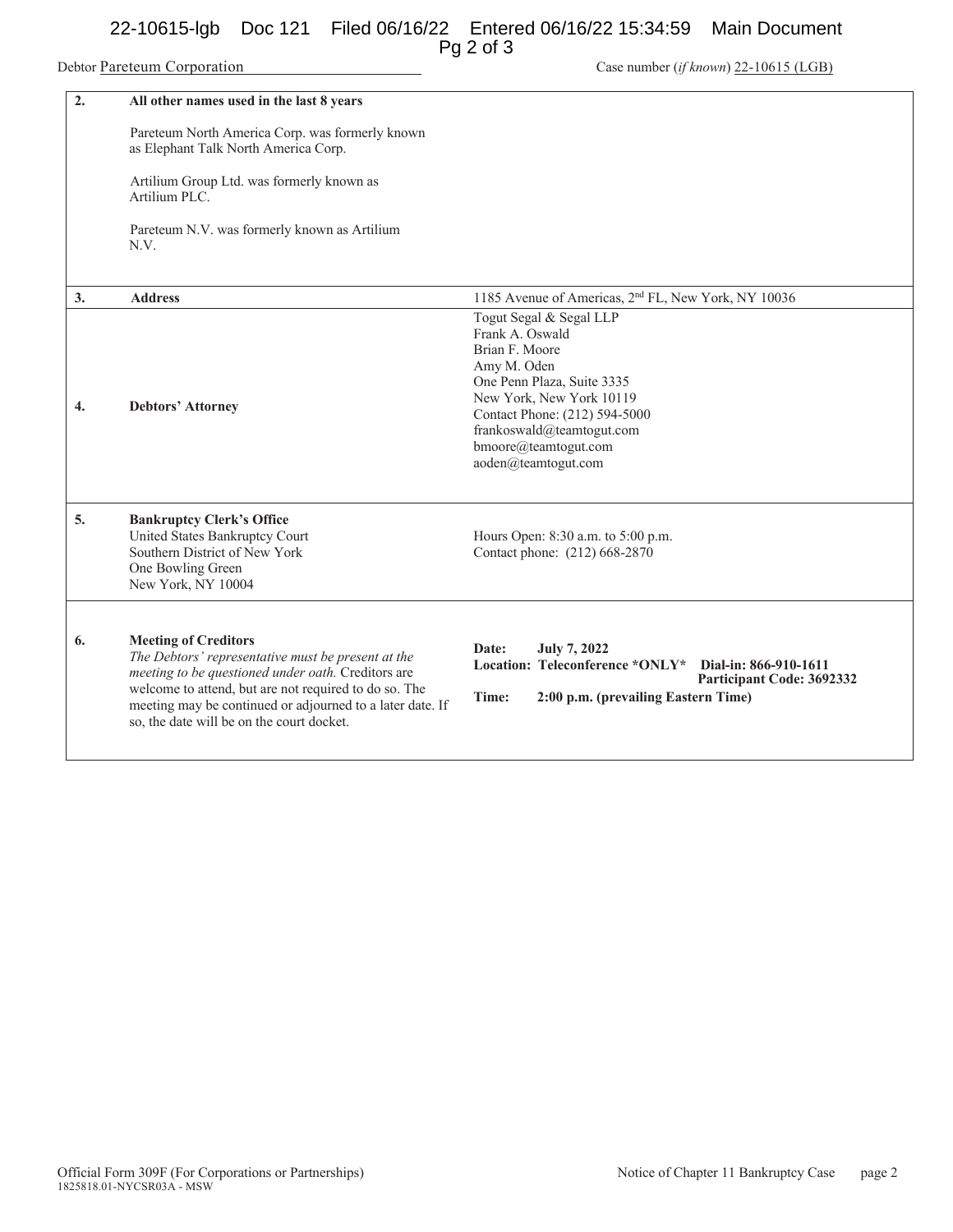Debtor Pareteum Corporation Case number (*if known*) 22-10615 (LGB)

| | | |
|---|---|---|
| **2.** | **All other names used in the last 8 years**<br><br>Pareteum North America Corp. was formerly known as Elephant Talk North America Corp.<br><br>Artilium Group Ltd. was formerly known as Artilium PLC.<br><br>Pareteum N.V. was formerly known as Artilium N.V. | |
| **3.** | **Address** | 1185 Avenue of Americas, 2nd FL, New York, NY 10036 |
| **4.** | **Debtors' Attorney** | Togut Segal & Segal LLP<br>Frank A. Oswald<br>Brian F. Moore<br>Amy M. Oden<br>One Penn Plaza, Suite 3335<br>New York, New York 10119<br>Contact Phone: (212) 594-5000<br>frankoswald@teamtogut.com<br>bmoore@teamtogut.com<br>aoden@teamtogut.com |
| **5.** | **Bankruptcy Clerk's Office**<br>United States Bankruptcy Court<br>Southern District of New York<br>One Bowling Green<br>New York, NY 10004 | Hours Open: 8:30 a.m. to 5:00 p.m.<br>Contact phone: (212) 668-2870 |
| **6.** | **Meeting of Creditors**<br>*The Debtors' representative must be present at the meeting to be questioned under oath.* Creditors are welcome to attend, but are not required to do so. The meeting may be continued or adjourned to a later date. If so, the date will be on the court docket. | **Date: July 7, 2022**<br>**Location: Teleconference *ONLY* Dial-in: 866-910-1611 Participant Code: 3692332**<br>**Time: 2:00 p.m. (prevailing Eastern Time)** |

Official Form 309F (For Corporations or Partnerships) Notice of Chapter 11 Bankruptcy Case page 2
1825818.01-NYCSR03A - MSW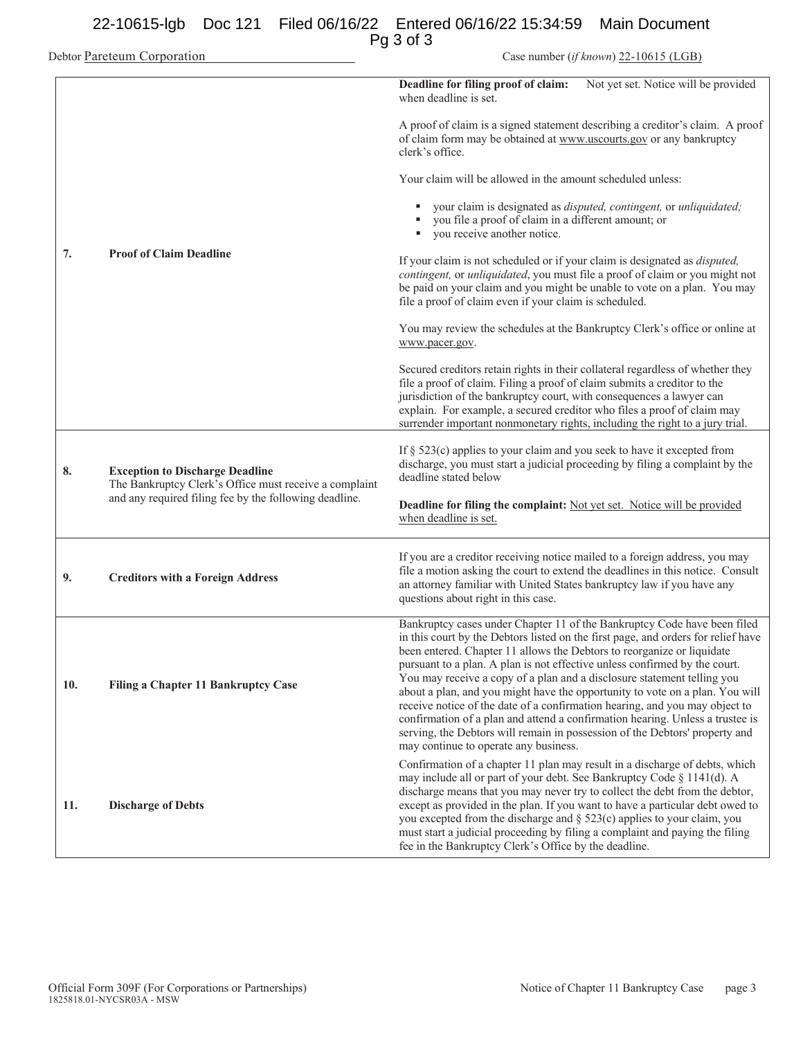Debtor Pareteum Corporation    Case number (*if known*) 22-10615 (LGB)

| | | |
|---|---|---|
| 7. | **Proof of Claim Deadline** | **Deadline for filing proof of claim:** Not yet set. Notice will be provided when deadline is set.<br><br>A proof of claim is a signed statement describing a creditor's claim. A proof of claim form may be obtained at www.uscourts.gov or any bankruptcy clerk's office.<br><br>Your claim will be allowed in the amount scheduled unless:<br><br>▪ your claim is designated as *disputed, contingent,* or *unliquidated;*<br>▪ you file a proof of claim in a different amount; or<br>▪ you receive another notice.<br><br>If your claim is not scheduled or if your claim is designated as *disputed, contingent,* or *unliquidated*, you must file a proof of claim or you might not be paid on your claim and you might be unable to vote on a plan. You may file a proof of claim even if your claim is scheduled.<br><br>You may review the schedules at the Bankruptcy Clerk's office or online at www.pacer.gov.<br><br>Secured creditors retain rights in their collateral regardless of whether they file a proof of claim. Filing a proof of claim submits a creditor to the jurisdiction of the bankruptcy court, with consequences a lawyer can explain. For example, a secured creditor who files a proof of claim may surrender important nonmonetary rights, including the right to a jury trial. |
| 8. | **Exception to Discharge Deadline**<br>The Bankruptcy Clerk's Office must receive a complaint and any required filing fee by the following deadline. | If § 523(c) applies to your claim and you seek to have it excepted from discharge, you must start a judicial proceeding by filing a complaint by the deadline stated below<br><br>**Deadline for filing the complaint:** Not yet set. Notice will be provided when deadline is set. |
| 9. | **Creditors with a Foreign Address** | If you are a creditor receiving notice mailed to a foreign address, you may file a motion asking the court to extend the deadlines in this notice. Consult an attorney familiar with United States bankruptcy law if you have any questions about right in this case. |
| 10. | **Filing a Chapter 11 Bankruptcy Case** | Bankruptcy cases under Chapter 11 of the Bankruptcy Code have been filed in this court by the Debtors listed on the first page, and orders for relief have been entered. Chapter 11 allows the Debtors to reorganize or liquidate pursuant to a plan. A plan is not effective unless confirmed by the court. You may receive a copy of a plan and a disclosure statement telling you about a plan, and you might have the opportunity to vote on a plan. You will receive notice of the date of a confirmation hearing, and you may object to confirmation of a plan and attend a confirmation hearing. Unless a trustee is serving, the Debtors will remain in possession of the Debtors' property and may continue to operate any business. |
| 11. | **Discharge of Debts** | Confirmation of a chapter 11 plan may result in a discharge of debts, which may include all or part of your debt. See Bankruptcy Code § 1141(d). A discharge means that you may never try to collect the debt from the debtor, except as provided in the plan. If you want to have a particular debt owed to you excepted from the discharge and § 523(c) applies to your claim, you must start a judicial proceeding by filing a complaint and paying the filing fee in the Bankruptcy Clerk's Office by the deadline. |

Official Form 309F (For Corporations or Partnerships)    Notice of Chapter 11 Bankruptcy Case
1825818.01-NYCSR03A - MSW